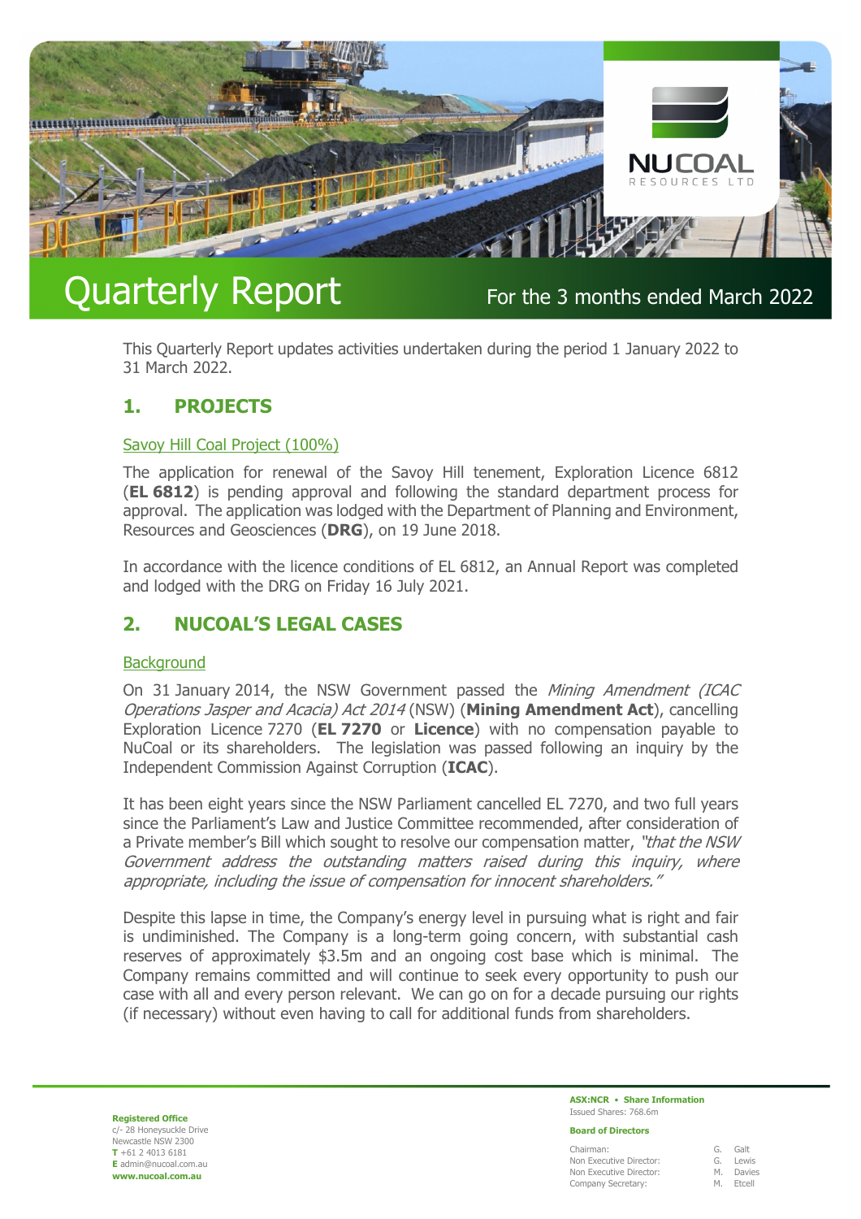# Quarterly Report

For the 3 months ended March 2022

This Quarterly Report updates activities undertaken during the period 1 January 2022 to 31 March 2022.

## 1. PROJECTS

### Savoy Hill Coal Project (100%)

The application for renewal of the Savoy Hill tenement, Exploration Licence 6812 (**EL 6812**) is pending approval and following the standard department process for approval. The application was lodged with the Department of Planning and Environment, Resources and Geosciences (**DRG**), on 19 June 2018.

In accordance with the licence conditions of EL 6812, an Annual Report was completed and lodged with the DRG on Friday 16 July 2021.

## 2. NUCOAL'S LEGAL CASES

### Background

On 31 January 2014, the NSW Government passed the *Mining Amendment (ICAC Operations Jasper and Acacia) Act 2014* (NSW) (**Mining Amendment Act**), cancelling Exploration Licence 7270 (**EL 7270** or **Licence**) with no compensation payable to NuCoal or its shareholders. The legislation was passed following an inquiry by the Independent Commission Against Corruption (**ICAC**).

It has been eight years since the NSW Parliament cancelled EL 7270, and two full years since the Parliament's Law and Justice Committee recommended, after consideration of a Private member's Bill which sought to resolve our compensation matter, *"that the NSW Government address the outstanding matters raised during this inquiry, where appropriate, including the issue of compensation for innocent shareholders."*

Despite this lapse in time, the Company's energy level in pursuing what is right and fair is undiminished. The Company is a long-term going concern, with substantial cash reserves of approximately $3.5m and an ongoing cost base which is minimal. The Company remains committed and will continue to seek every opportunity to push our case with all and every person relevant. We can go on for a decade pursuing our rights (if necessary) without even having to call for additional funds from shareholders.

**Registered Office**
c/- 28 Honeysuckle Drive
Newcastle NSW 2300
**T** +61 2 4013 6181
**E** admin@nucoal.com.au
**www.nucoal.com.au**

**ASX:NCR • Share Information**
Issued Shares: 768.6m

**Board of Directors**

| | |
|---|---|
| Chairman: | G. Galt |
| Non Executive Director: | G. Lewis |
| Non Executive Director: | M. Davies |
| Company Secretary: | M. Etcell |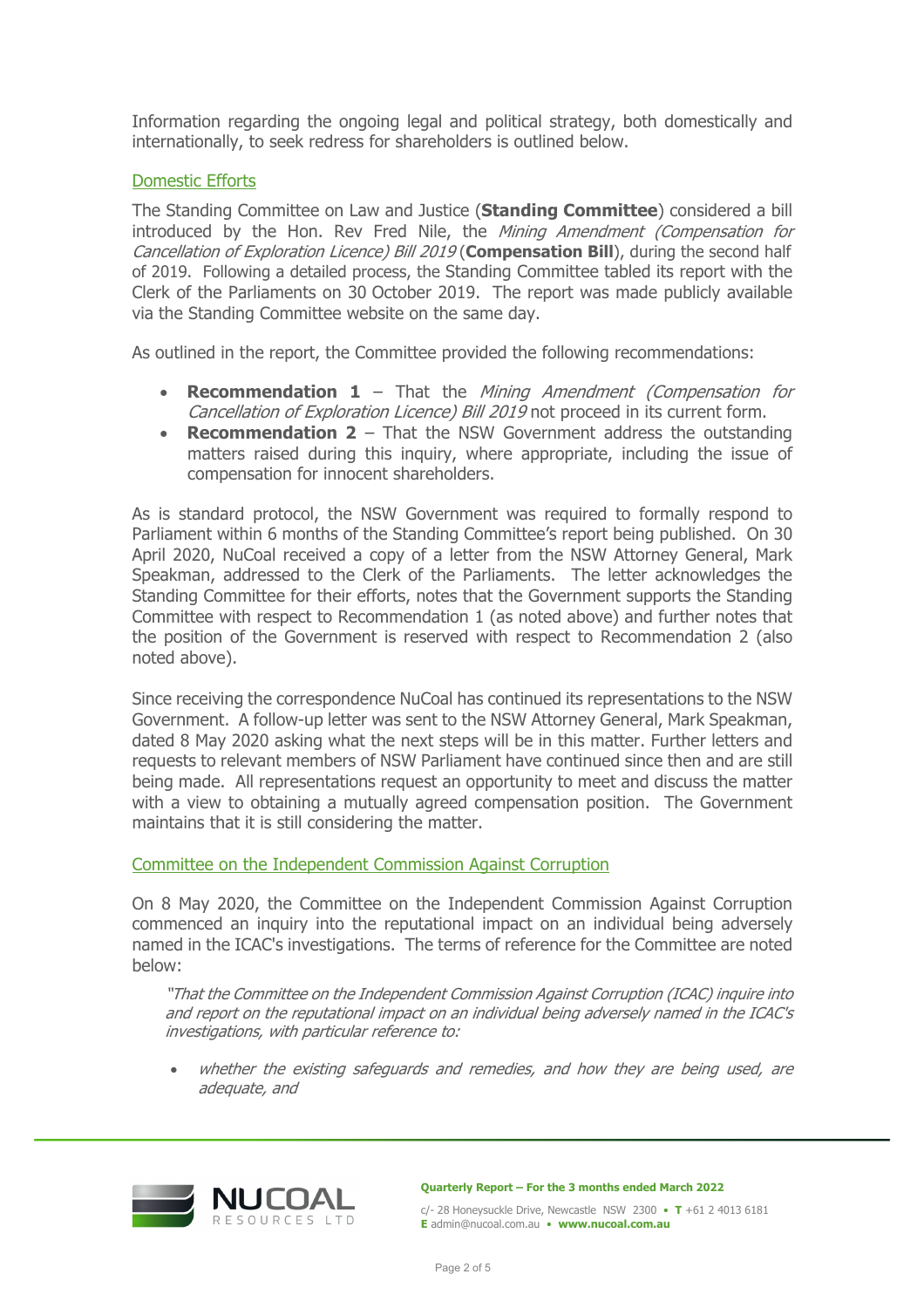Information regarding the ongoing legal and political strategy, both domestically and internationally, to seek redress for shareholders is outlined below.

## Domestic Efforts

The Standing Committee on Law and Justice (**Standing Committee**) considered a bill introduced by the Hon. Rev Fred Nile, the *Mining Amendment (Compensation for Cancellation of Exploration Licence) Bill 2019* (**Compensation Bill**), during the second half of 2019. Following a detailed process, the Standing Committee tabled its report with the Clerk of the Parliaments on 30 October 2019. The report was made publicly available via the Standing Committee website on the same day.

As outlined in the report, the Committee provided the following recommendations:

- **Recommendation 1** – That the *Mining Amendment (Compensation for Cancellation of Exploration Licence) Bill 2019* not proceed in its current form.
- **Recommendation 2** – That the NSW Government address the outstanding matters raised during this inquiry, where appropriate, including the issue of compensation for innocent shareholders.

As is standard protocol, the NSW Government was required to formally respond to Parliament within 6 months of the Standing Committee's report being published. On 30 April 2020, NuCoal received a copy of a letter from the NSW Attorney General, Mark Speakman, addressed to the Clerk of the Parliaments. The letter acknowledges the Standing Committee for their efforts, notes that the Government supports the Standing Committee with respect to Recommendation 1 (as noted above) and further notes that the position of the Government is reserved with respect to Recommendation 2 (also noted above).

Since receiving the correspondence NuCoal has continued its representations to the NSW Government. A follow-up letter was sent to the NSW Attorney General, Mark Speakman, dated 8 May 2020 asking what the next steps will be in this matter. Further letters and requests to relevant members of NSW Parliament have continued since then and are still being made. All representations request an opportunity to meet and discuss the matter with a view to obtaining a mutually agreed compensation position. The Government maintains that it is still considering the matter.

## Committee on the Independent Commission Against Corruption

On 8 May 2020, the Committee on the Independent Commission Against Corruption commenced an inquiry into the reputational impact on an individual being adversely named in the ICAC's investigations. The terms of reference for the Committee are noted below:

*"That the Committee on the Independent Commission Against Corruption (ICAC) inquire into and report on the reputational impact on an individual being adversely named in the ICAC's investigations, with particular reference to:*

- *whether the existing safeguards and remedies, and how they are being used, are adequate, and*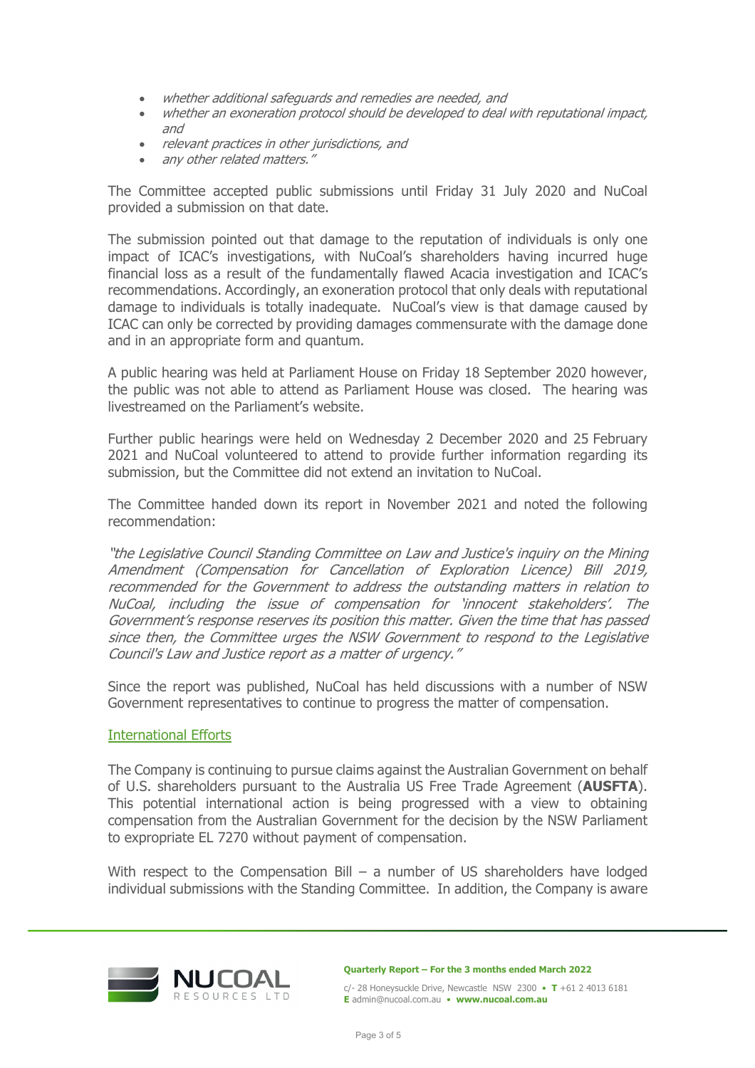- *whether additional safeguards and remedies are needed, and*
- *whether an exoneration protocol should be developed to deal with reputational impact, and*
- *relevant practices in other jurisdictions, and*
- *any other related matters."*

The Committee accepted public submissions until Friday 31 July 2020 and NuCoal provided a submission on that date.

The submission pointed out that damage to the reputation of individuals is only one impact of ICAC's investigations, with NuCoal's shareholders having incurred huge financial loss as a result of the fundamentally flawed Acacia investigation and ICAC's recommendations. Accordingly, an exoneration protocol that only deals with reputational damage to individuals is totally inadequate. NuCoal's view is that damage caused by ICAC can only be corrected by providing damages commensurate with the damage done and in an appropriate form and quantum.

A public hearing was held at Parliament House on Friday 18 September 2020 however, the public was not able to attend as Parliament House was closed. The hearing was livestreamed on the Parliament's website.

Further public hearings were held on Wednesday 2 December 2020 and 25 February 2021 and NuCoal volunteered to attend to provide further information regarding its submission, but the Committee did not extend an invitation to NuCoal.

The Committee handed down its report in November 2021 and noted the following recommendation:

*"the Legislative Council Standing Committee on Law and Justice's inquiry on the Mining Amendment (Compensation for Cancellation of Exploration Licence) Bill 2019, recommended for the Government to address the outstanding matters in relation to NuCoal, including the issue of compensation for 'innocent stakeholders'. The Government's response reserves its position this matter. Given the time that has passed since then, the Committee urges the NSW Government to respond to the Legislative Council's Law and Justice report as a matter of urgency."*

Since the report was published, NuCoal has held discussions with a number of NSW Government representatives to continue to progress the matter of compensation.

## International Efforts

The Company is continuing to pursue claims against the Australian Government on behalf of U.S. shareholders pursuant to the Australia US Free Trade Agreement (**AUSFTA**). This potential international action is being progressed with a view to obtaining compensation from the Australian Government for the decision by the NSW Parliament to expropriate EL 7270 without payment of compensation.

With respect to the Compensation Bill – a number of US shareholders have lodged individual submissions with the Standing Committee. In addition, the Company is aware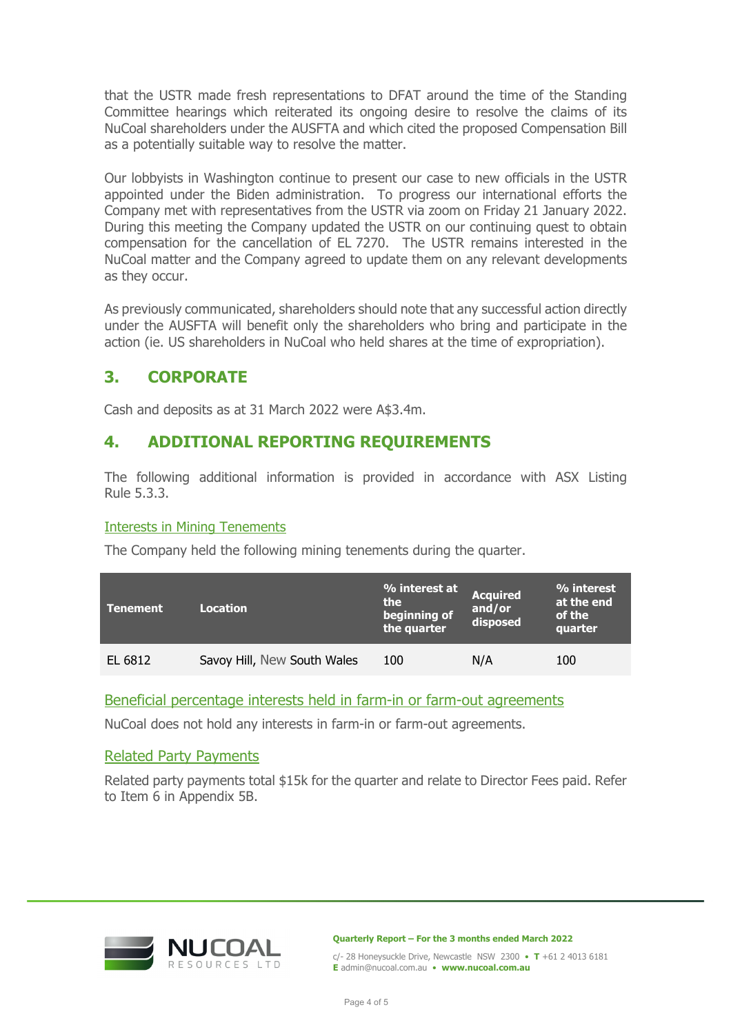that the USTR made fresh representations to DFAT around the time of the Standing Committee hearings which reiterated its ongoing desire to resolve the claims of its NuCoal shareholders under the AUSFTA and which cited the proposed Compensation Bill as a potentially suitable way to resolve the matter.

Our lobbyists in Washington continue to present our case to new officials in the USTR appointed under the Biden administration. To progress our international efforts the Company met with representatives from the USTR via zoom on Friday 21 January 2022. During this meeting the Company updated the USTR on our continuing quest to obtain compensation for the cancellation of EL 7270. The USTR remains interested in the NuCoal matter and the Company agreed to update them on any relevant developments as they occur.

As previously communicated, shareholders should note that any successful action directly under the AUSFTA will benefit only the shareholders who bring and participate in the action (ie. US shareholders in NuCoal who held shares at the time of expropriation).

## 3. CORPORATE

Cash and deposits as at 31 March 2022 were A$3.4m.

## 4. ADDITIONAL REPORTING REQUIREMENTS

The following additional information is provided in accordance with ASX Listing Rule 5.3.3.

### Interests in Mining Tenements

The Company held the following mining tenements during the quarter.

| Tenement | Location | % interest at the beginning of the quarter | Acquired and/or disposed | % interest at the end of the quarter |
|---|---|---|---|---|
| EL 6812 | Savoy Hill, New South Wales | 100 | N/A | 100 |

### Beneficial percentage interests held in farm-in or farm-out agreements

NuCoal does not hold any interests in farm-in or farm-out agreements.

### Related Party Payments

Related party payments total $15k for the quarter and relate to Director Fees paid. Refer to Item 6 in Appendix 5B.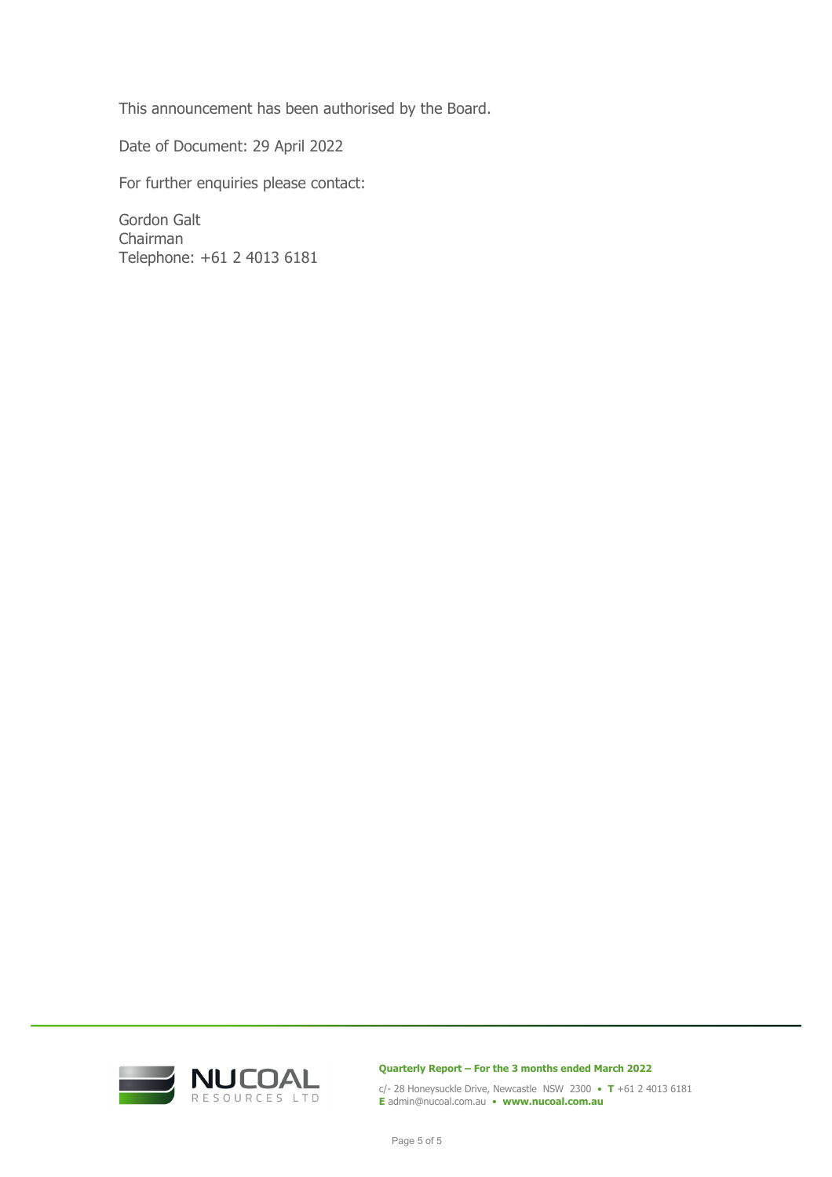This announcement has been authorised by the Board.

Date of Document: 29 April 2022

For further enquiries please contact:

Gordon Galt
Chairman
Telephone: +61 2 4013 6181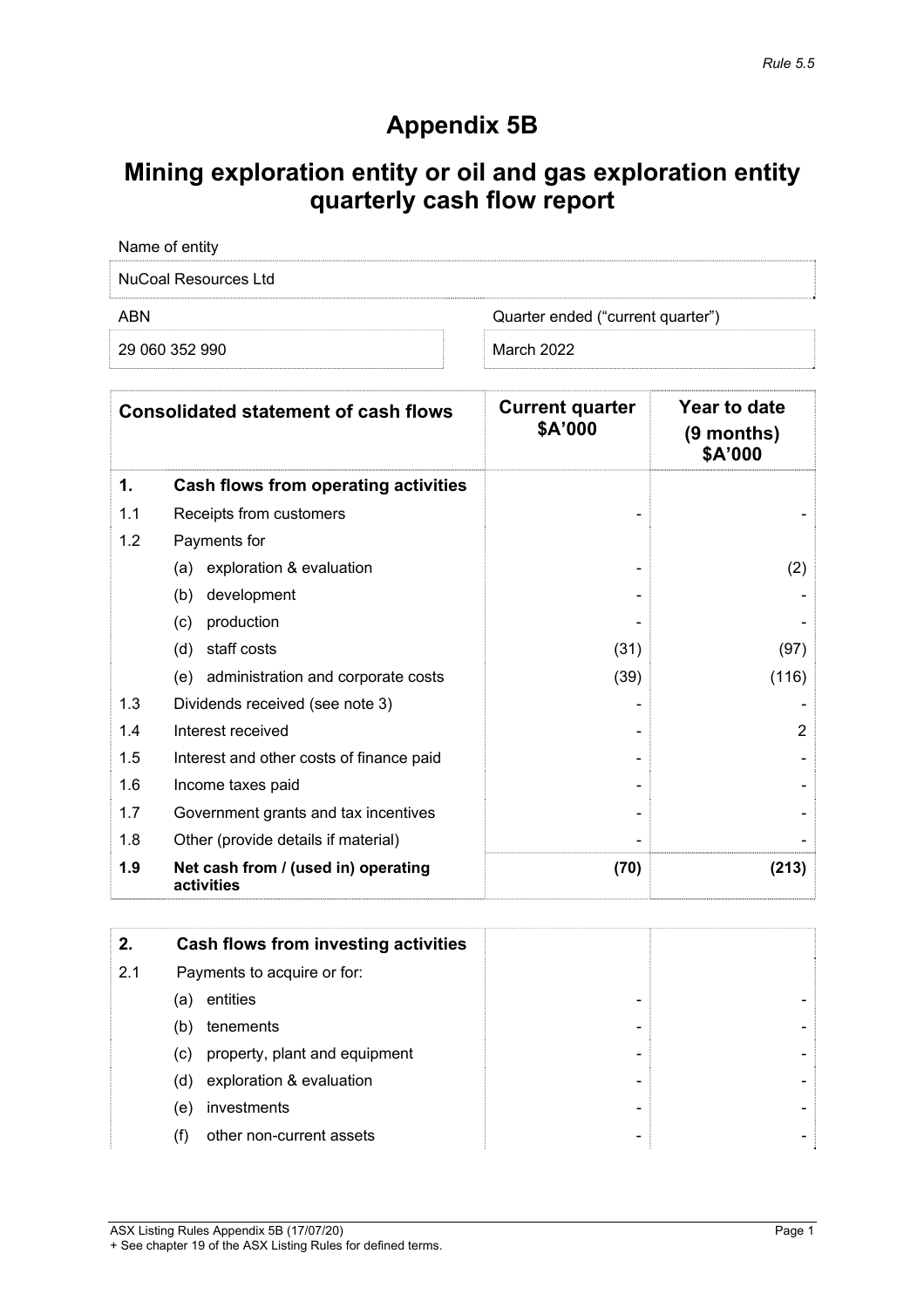*Rule 5.5*

# Appendix 5B

# Mining exploration entity or oil and gas exploration entity quarterly cash flow report

| Name of entity | |
|---|---|
| NuCoal Resources Ltd | |
| **ABN** | **Quarter ended ("current quarter")** |
| 29 060 352 990 | March 2022 |

| | Consolidated statement of cash flows | Current quarter $A'000 | Year to date (9 months) $A'000 |
|---|---|---|---|
| **1.** | **Cash flows from operating activities** | | |
| 1.1 | Receipts from customers | - | - |
| 1.2 | Payments for | | |
| | (a) exploration & evaluation | - | (2) |
| | (b) development | - | - |
| | (c) production | - | - |
| | (d) staff costs | (31) | (97) |
| | (e) administration and corporate costs | (39) | (116) |
| 1.3 | Dividends received (see note 3) | - | - |
| 1.4 | Interest received | - | 2 |
| 1.5 | Interest and other costs of finance paid | - | - |
| 1.6 | Income taxes paid | - | - |
| 1.7 | Government grants and tax incentives | - | - |
| 1.8 | Other (provide details if material) | - | - |
| **1.9** | **Net cash from / (used in) operating activities** | **(70)** | **(213)** |

| | | | |
|---|---|---|---|
| **2.** | **Cash flows from investing activities** | | |
| 2.1 | Payments to acquire or for: | | |
| | (a) entities | - | - |
| | (b) tenements | - | - |
| | (c) property, plant and equipment | - | - |
| | (d) exploration & evaluation | - | - |
| | (e) investments | - | - |
| | (f) other non-current assets | - | - |

ASX Listing Rules Appendix 5B (17/07/20)
+ See chapter 19 of the ASX Listing Rules for defined terms.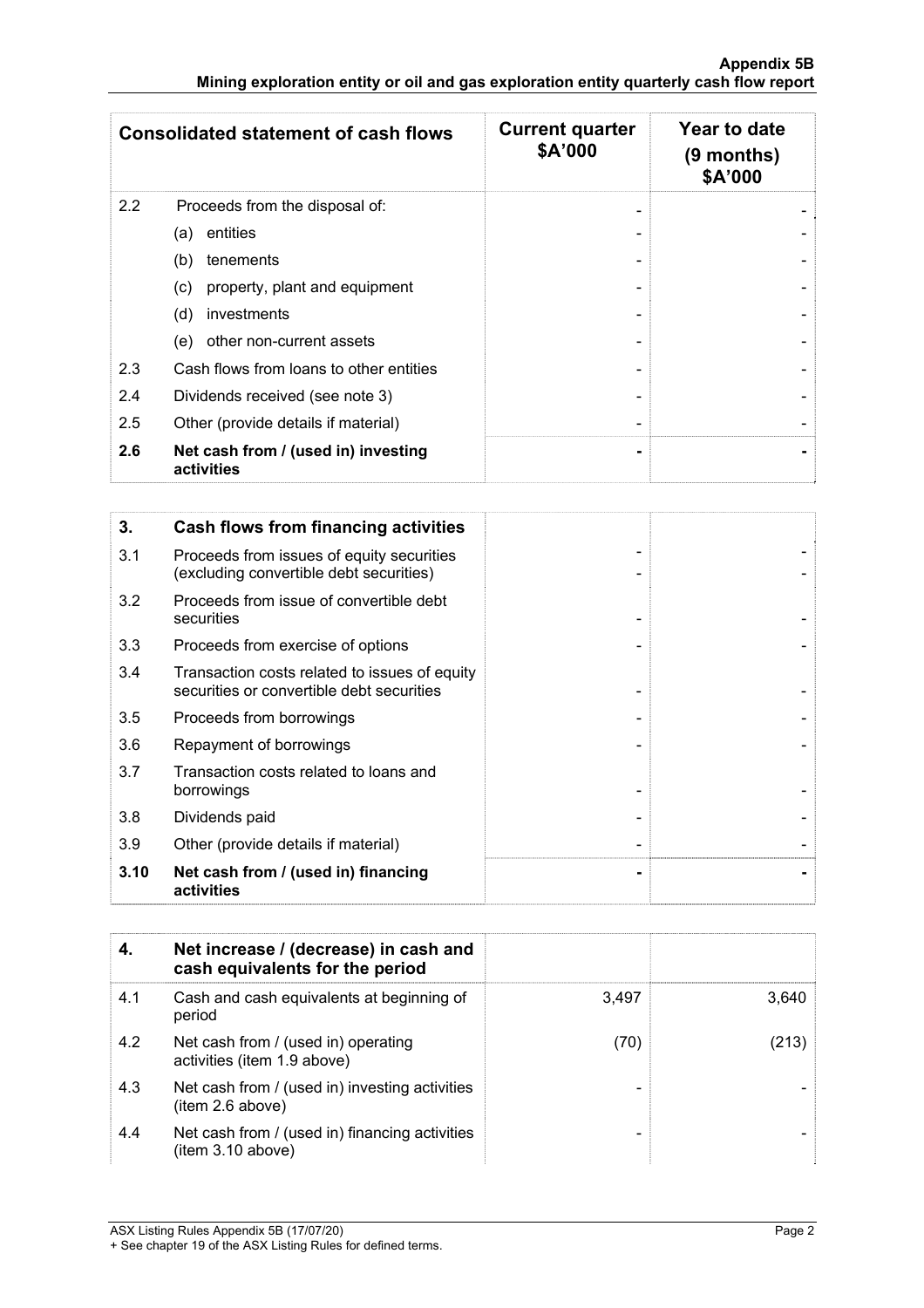| Consolidated statement of cash flows | | Current quarter $A'000 | Year to date (9 months) $A'000 |
|---|---|---|---|
| 2.2 | Proceeds from the disposal of: | - | - |
| | (a) entities | - | - |
| | (b) tenements | - | - |
| | (c) property, plant and equipment | - | - |
| | (d) investments | - | - |
| | (e) other non-current assets | - | - |
| 2.3 | Cash flows from loans to other entities | - | - |
| 2.4 | Dividends received (see note 3) | - | - |
| 2.5 | Other (provide details if material) | - | - |
| **2.6** | **Net cash from / (used in) investing activities** | **-** | **-** |

| | | | |
|---|---|---|---|
| **3.** | **Cash flows from financing activities** | | |
| 3.1 | Proceeds from issues of equity securities (excluding convertible debt securities) | - | - |
| 3.2 | Proceeds from issue of convertible debt securities | - | - |
| 3.3 | Proceeds from exercise of options | - | - |
| 3.4 | Transaction costs related to issues of equity securities or convertible debt securities | - | - |
| 3.5 | Proceeds from borrowings | - | - |
| 3.6 | Repayment of borrowings | - | - |
| 3.7 | Transaction costs related to loans and borrowings | - | - |
| 3.8 | Dividends paid | - | - |
| 3.9 | Other (provide details if material) | - | - |
| **3.10** | **Net cash from / (used in) financing activities** | **-** | **-** |

| | | | |
|---|---|---|---|
| **4.** | **Net increase / (decrease) in cash and cash equivalents for the period** | | |
| 4.1 | Cash and cash equivalents at beginning of period | 3,497 | 3,640 |
| 4.2 | Net cash from / (used in) operating activities (item 1.9 above) | (70) | (213) |
| 4.3 | Net cash from / (used in) investing activities (item 2.6 above) | - | - |
| 4.4 | Net cash from / (used in) financing activities (item 3.10 above) | - | - |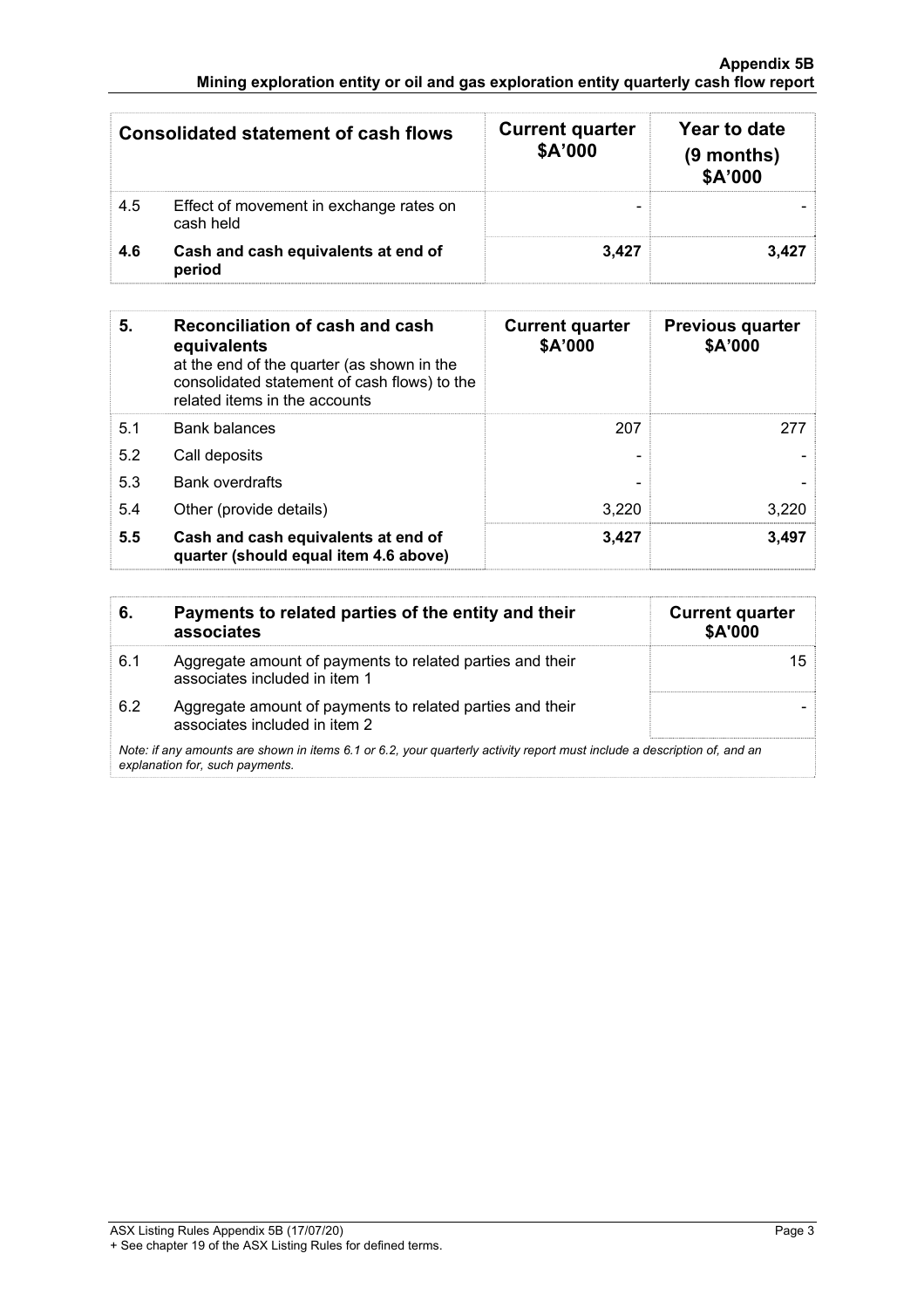| Consolidated statement of cash flows | | Current quarter \$A'000 | Year to date (9 months) \$A'000 |
|---|---|---|---|
| 4.5 | Effect of movement in exchange rates on cash held | - | - |
| **4.6** | **Cash and cash equivalents at end of period** | **3,427** | **3,427** |

| **5.** | **Reconciliation of cash and cash equivalents** at the end of the quarter (as shown in the consolidated statement of cash flows) to the related items in the accounts | **Current quarter \$A'000** | **Previous quarter \$A'000** |
|---|---|---|---|
| 5.1 | Bank balances | 207 | 277 |
| 5.2 | Call deposits | - | - |
| 5.3 | Bank overdrafts | - | - |
| 5.4 | Other (provide details) | 3,220 | 3,220 |
| **5.5** | **Cash and cash equivalents at end of quarter (should equal item 4.6 above)** | **3,427** | **3,497** |

| **6.** | **Payments to related parties of the entity and their associates** | **Current quarter \$A'000** |
|---|---|---|
| 6.1 | Aggregate amount of payments to related parties and their associates included in item 1 | 15 |
| 6.2 | Aggregate amount of payments to related parties and their associates included in item 2 | - |

*Note: if any amounts are shown in items 6.1 or 6.2, your quarterly activity report must include a description of, and an explanation for, such payments.*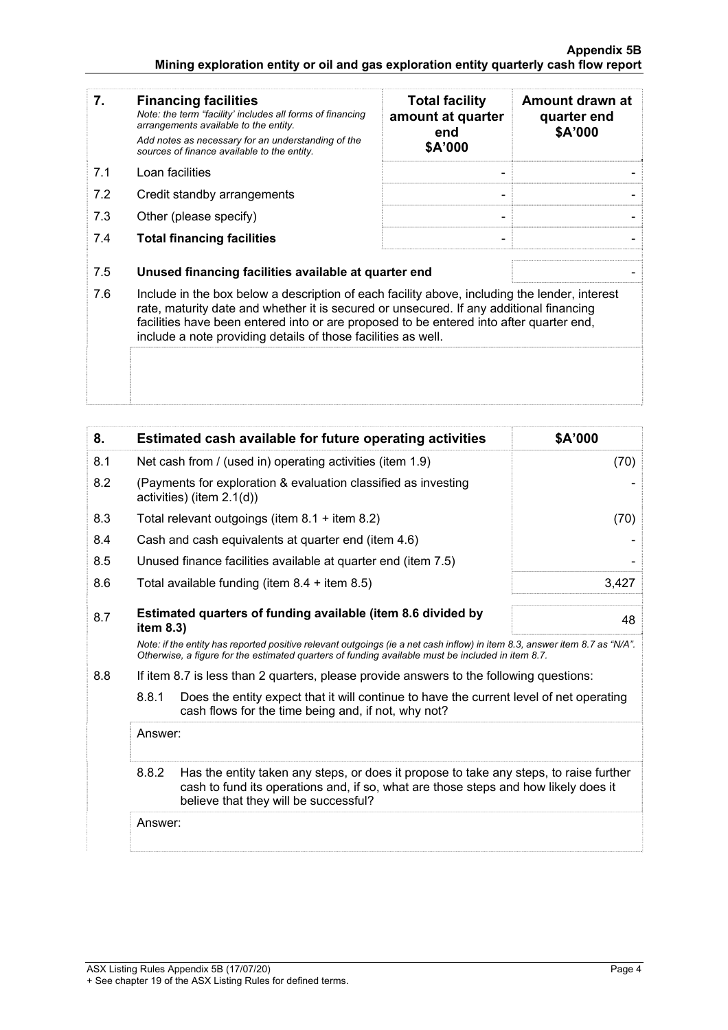| 7. | **Financing facilities**<br>*Note: the term "facility' includes all forms of financing arrangements available to the entity.*<br>*Add notes as necessary for an understanding of the sources of finance available to the entity.* | **Total facility amount at quarter end**<br>**$A'000** | **Amount drawn at quarter end**<br>**$A'000** |
|---|---|---|---|
| 7.1 | Loan facilities | - | - |
| 7.2 | Credit standby arrangements | - | - |
| 7.3 | Other (please specify) | - | - |
| 7.4 | **Total financing facilities** | - | - |

| | | |
|---|---|---|
| 7.5 | **Unused financing facilities available at quarter end** | - |
| 7.6 | Include in the box below a description of each facility above, including the lender, interest rate, maturity date and whether it is secured or unsecured. If any additional financing facilities have been entered into or are proposed to be entered into after quarter end, include a note providing details of those facilities as well. | |
| | | |

| 8. | **Estimated cash available for future operating activities** | **$A'000** |
|---|---|---|
| 8.1 | Net cash from / (used in) operating activities (item 1.9) | (70) |
| 8.2 | (Payments for exploration & evaluation classified as investing activities) (item 2.1(d)) | - |
| 8.3 | Total relevant outgoings (item 8.1 + item 8.2) | (70) |
| 8.4 | Cash and cash equivalents at quarter end (item 4.6) | - |
| 8.5 | Unused finance facilities available at quarter end (item 7.5) | - |
| 8.6 | Total available funding (item 8.4 + item 8.5) | 3,427 |
| 8.7 | **Estimated quarters of funding available (item 8.6 divided by item 8.3)** | 48 |
| | *Note: if the entity has reported positive relevant outgoings (ie a net cash inflow) in item 8.3, answer item 8.7 as "N/A". Otherwise, a figure for the estimated quarters of funding available must be included in item 8.7.* | |
| 8.8 | If item 8.7 is less than 2 quarters, please provide answers to the following questions: | |
| | 8.8.1 Does the entity expect that it will continue to have the current level of net operating cash flows for the time being and, if not, why not? | |
| | Answer: | |
| | 8.8.2 Has the entity taken any steps, or does it propose to take any steps, to raise further cash to fund its operations and, if so, what are those steps and how likely does it believe that they will be successful? | |
| | Answer: | |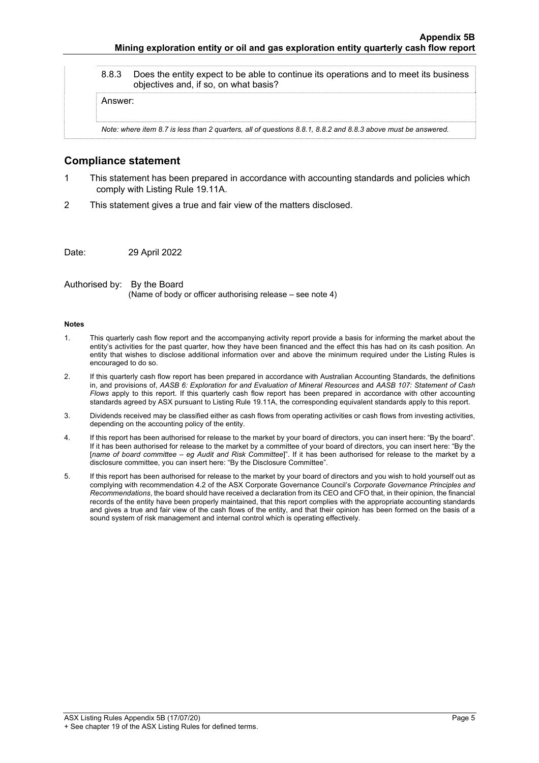| | |
|---|---|
| 8.8.3 | Does the entity expect to be able to continue its operations and to meet its business objectives and, if so, on what basis? |
| Answer: | |

*Note: where item 8.7 is less than 2 quarters, all of questions 8.8.1, 8.8.2 and 8.8.3 above must be answered.*

## Compliance statement

1. This statement has been prepared in accordance with accounting standards and policies which comply with Listing Rule 19.11A.
2. This statement gives a true and fair view of the matters disclosed.

Date: 29 April 2022

Authorised by: By the Board
(Name of body or officer authorising release – see note 4)

**Notes**

1. This quarterly cash flow report and the accompanying activity report provide a basis for informing the market about the entity's activities for the past quarter, how they have been financed and the effect this has had on its cash position. An entity that wishes to disclose additional information over and above the minimum required under the Listing Rules is encouraged to do so.
2. If this quarterly cash flow report has been prepared in accordance with Australian Accounting Standards, the definitions in, and provisions of, *AASB 6: Exploration for and Evaluation of Mineral Resources* and *AASB 107: Statement of Cash Flows* apply to this report. If this quarterly cash flow report has been prepared in accordance with other accounting standards agreed by ASX pursuant to Listing Rule 19.11A, the corresponding equivalent standards apply to this report.
3. Dividends received may be classified either as cash flows from operating activities or cash flows from investing activities, depending on the accounting policy of the entity.
4. If this report has been authorised for release to the market by your board of directors, you can insert here: "By the board". If it has been authorised for release to the market by a committee of your board of directors, you can insert here: "By the [*name of board committee – eg Audit and Risk Committee*]". If it has been authorised for release to the market by a disclosure committee, you can insert here: "By the Disclosure Committee".
5. If this report has been authorised for release to the market by your board of directors and you wish to hold yourself out as complying with recommendation 4.2 of the ASX Corporate Governance Council's *Corporate Governance Principles and Recommendations*, the board should have received a declaration from its CEO and CFO that, in their opinion, the financial records of the entity have been properly maintained, that this report complies with the appropriate accounting standards and gives a true and fair view of the cash flows of the entity, and that their opinion has been formed on the basis of a sound system of risk management and internal control which is operating effectively.